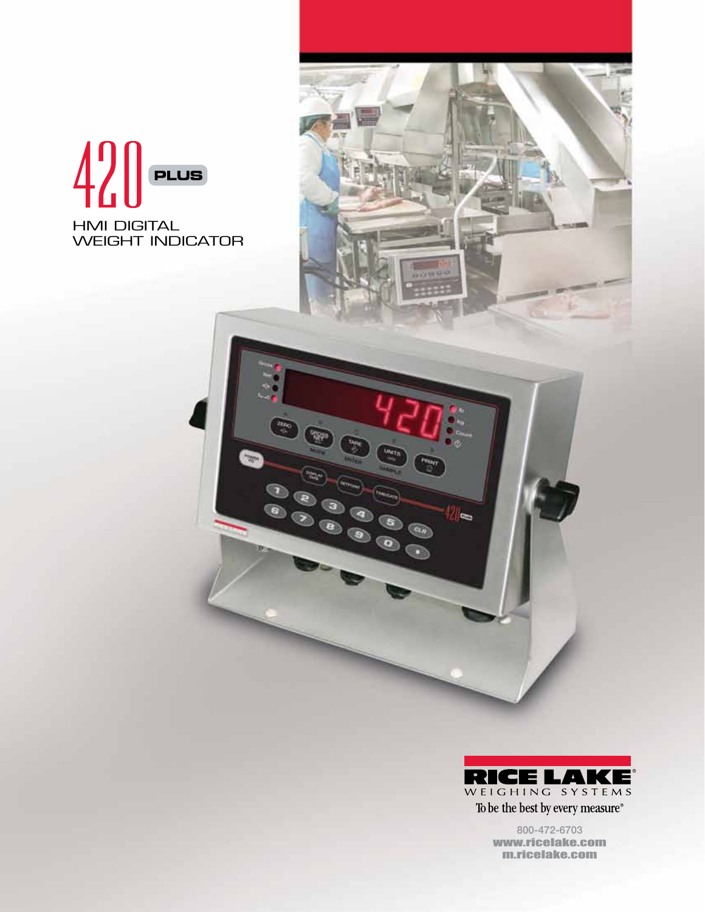# 420 PLUS

## HMI DIGITAL WEIGHT INDICATOR

RICE LAKE
WEIGHING SYSTEMS

To be the best by every measure®

800-472-6703
www.ricelake.com
m.ricelake.com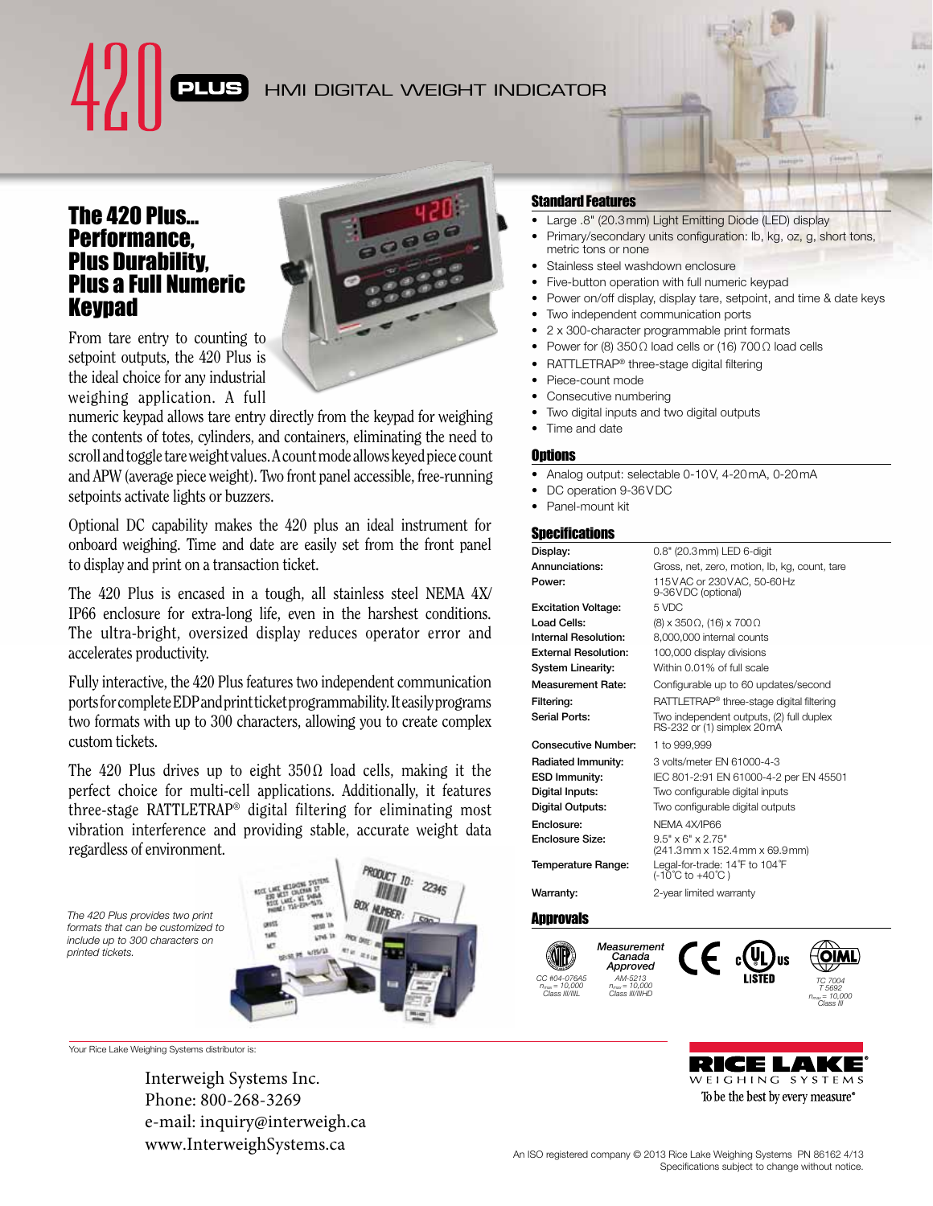# 420 PLUS HMI DIGITAL WEIGHT INDICATOR

## The 420 Plus... Performance, Plus Durability, Plus a Full Numeric Keypad

From tare entry to counting to setpoint outputs, the 420 Plus is the ideal choice for any industrial weighing application. A full numeric keypad allows tare entry directly from the keypad for weighing the contents of totes, cylinders, and containers, eliminating the need to scroll and toggle tare weight values. A count mode allows keyed piece count and APW (average piece weight). Two front panel accessible, free-running setpoints activate lights or buzzers.

Optional DC capability makes the 420 plus an ideal instrument for onboard weighing. Time and date are easily set from the front panel to display and print on a transaction ticket.

The 420 Plus is encased in a tough, all stainless steel NEMA 4X/ IP66 enclosure for extra-long life, even in the harshest conditions. The ultra-bright, oversized display reduces operator error and accelerates productivity.

Fully interactive, the 420 Plus features two independent communication ports for complete EDP and print ticket programmability. It easily programs two formats with up to 300 characters, allowing you to create complex custom tickets.

The 420 Plus drives up to eight 350 Ω load cells, making it the perfect choice for multi-cell applications. Additionally, it features three-stage RATTLETRAP® digital filtering for eliminating most vibration interference and providing stable, accurate weight data regardless of environment.

*The 420 Plus provides two print formats that can be customized to include up to 300 characters on printed tickets.*

## Standard Features

- Large .8" (20.3 mm) Light Emitting Diode (LED) display
- Primary/secondary units configuration: lb, kg, oz, g, short tons, metric tons or none
- Stainless steel washdown enclosure
- Five-button operation with full numeric keypad
- Power on/off display, display tare, setpoint, and time & date keys
- Two independent communication ports
- 2 x 300-character programmable print formats
- Power for (8) 350 Ω load cells or (16) 700 Ω load cells
- RATTLETRAP® three-stage digital filtering
- Piece-count mode
- Consecutive numbering
- Two digital inputs and two digital outputs
- Time and date

## Options

- Analog output: selectable 0-10 V, 4-20 mA, 0-20 mA
- DC operation 9-36 VDC
- Panel-mount kit

## Specifications

| | |
|---|---|
| **Display:** | 0.8" (20.3 mm) LED 6-digit |
| **Annunciations:** | Gross, net, zero, motion, lb, kg, count, tare |
| **Power:** | 115 VAC or 230 VAC, 50-60 Hz<br>9-36 VDC (optional) |
| **Excitation Voltage:** | 5 VDC |
| **Load Cells:** | (8) x 350 Ω, (16) x 700 Ω |
| **Internal Resolution:** | 8,000,000 internal counts |
| **External Resolution:** | 100,000 display divisions |
| **System Linearity:** | Within 0.01% of full scale |
| **Measurement Rate:** | Configurable up to 60 updates/second |
| **Filtering:** | RATTLETRAP® three-stage digital filtering |
| **Serial Ports:** | Two independent outputs, (2) full duplex RS-232 or (1) simplex 20 mA |
| **Consecutive Number:** | 1 to 999,999 |
| **Radiated Immunity:** | 3 volts/meter EN 61000-4-3 |
| **ESD Immunity:** | IEC 801-2:91 EN 61000-4-2 per EN 45501 |
| **Digital Inputs:** | Two configurable digital inputs |
| **Digital Outputs:** | Two configurable digital outputs |
| **Enclosure:** | NEMA 4X/IP66 |
| **Enclosure Size:** | 9.5" x 6" x 2.75"<br>(241.3 mm x 152.4 mm x 69.9 mm) |
| **Temperature Range:** | Legal-for-trade: 14°F to 104°F<br>(-10°C to +40°C ) |
| **Warranty:** | 2-year limited warranty |

## Approvals

NTEP CC #04-076A5 $n_{max}$ = 10,000 Class III/IIIL

Measurement Canada Approved AM-5213 $n_{max}$ = 10,000 Class III/IIIHD

CE

cULus LISTED

OIML TC 7004 T 5692 $n_{max}$ = 10,000 Class III

Your Rice Lake Weighing Systems distributor is:

Interweigh Systems Inc.
Phone: 800-268-3269
e-mail: inquiry@interweigh.ca
www.InterweighSystems.ca

RICE LAKE WEIGHING SYSTEMS
To be the best by every measure®

An ISO registered company © 2013 Rice Lake Weighing Systems PN 86162 4/13
Specifications subject to change without notice.